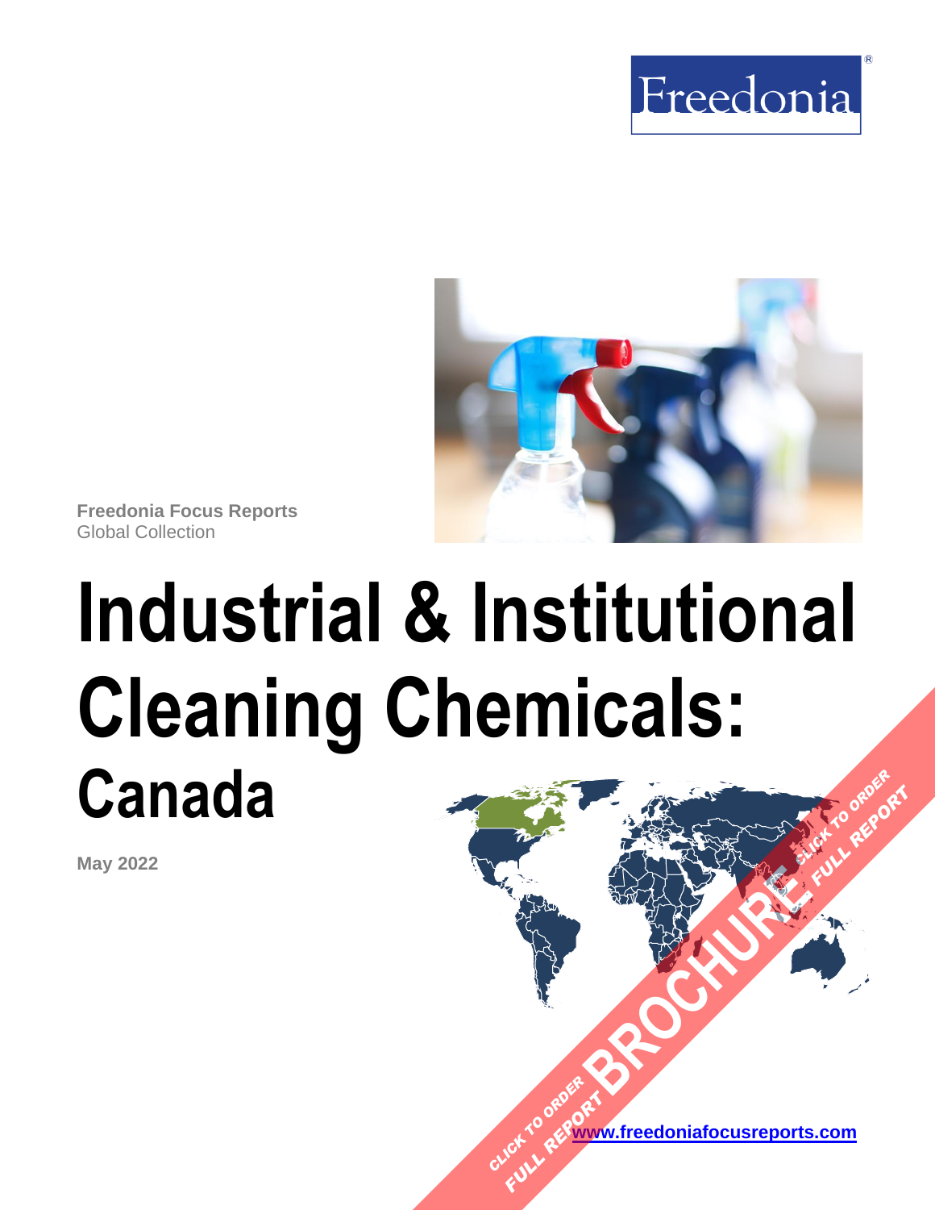Freedonia®

Freedonia Focus Reports
Global Collection

# Industrial & Institutional Cleaning Chemicals: Canada

May 2022

CLICK TO ORDER FULL REPORT BROCHURE CLICK TO ORDER FULL REPORT

[www.freedoniafocusreports.com](http://www.freedoniafocusreports.com)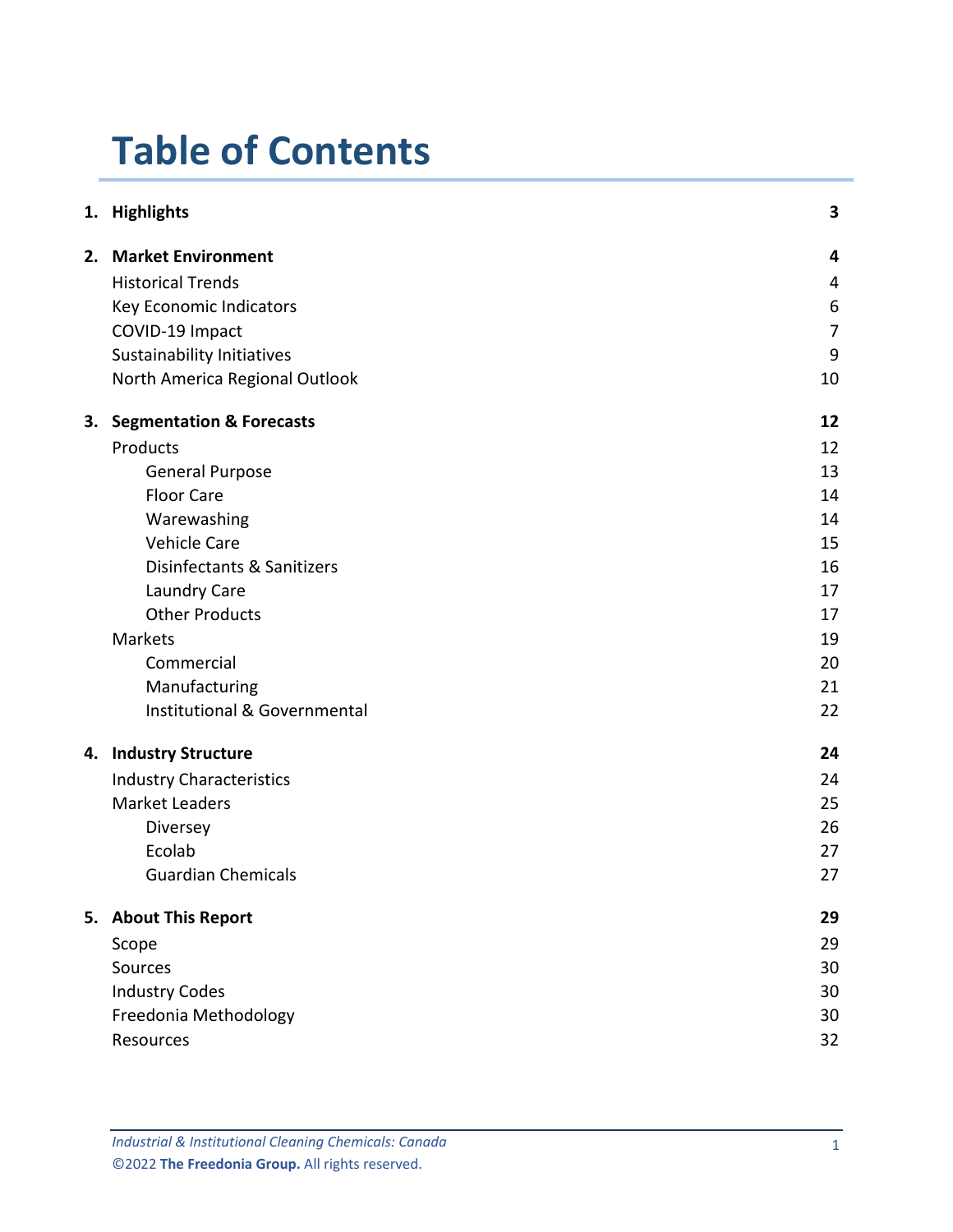# Table of Contents

| | | |
|---|---|---|
| **1.** | **Highlights** | **3** |
| **2.** | **Market Environment** | **4** |
| | Historical Trends | 4 |
| | Key Economic Indicators | 6 |
| | COVID-19 Impact | 7 |
| | Sustainability Initiatives | 9 |
| | North America Regional Outlook | 10 |
| **3.** | **Segmentation & Forecasts** | **12** |
| | Products | 12 |
| | General Purpose | 13 |
| | Floor Care | 14 |
| | Warewashing | 14 |
| | Vehicle Care | 15 |
| | Disinfectants & Sanitizers | 16 |
| | Laundry Care | 17 |
| | Other Products | 17 |
| | Markets | 19 |
| | Commercial | 20 |
| | Manufacturing | 21 |
| | Institutional & Governmental | 22 |
| **4.** | **Industry Structure** | **24** |
| | Industry Characteristics | 24 |
| | Market Leaders | 25 |
| | Diversey | 26 |
| | Ecolab | 27 |
| | Guardian Chemicals | 27 |
| **5.** | **About This Report** | **29** |
| | Scope | 29 |
| | Sources | 30 |
| | Industry Codes | 30 |
| | Freedonia Methodology | 30 |
| | Resources | 32 |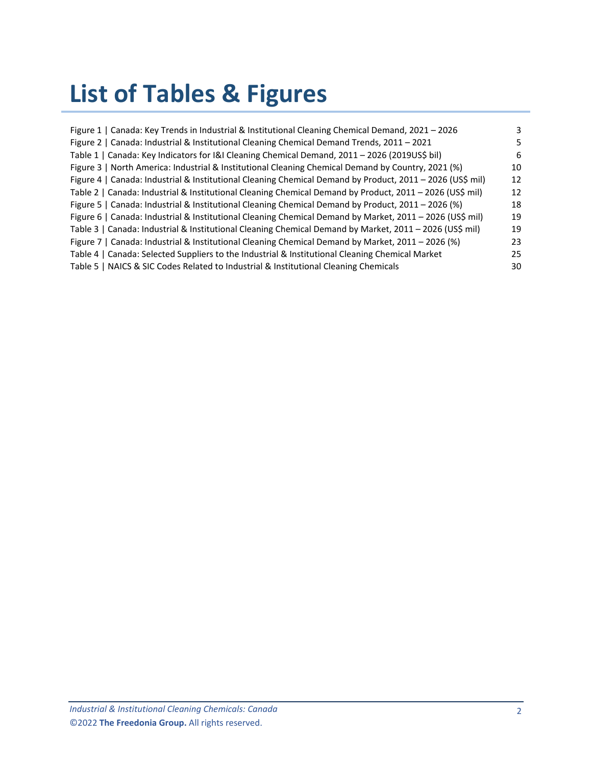# List of Tables & Figures

| | |
|---|---|
| Figure 1 \| Canada: Key Trends in Industrial & Institutional Cleaning Chemical Demand, 2021 – 2026 | 3 |
| Figure 2 \| Canada: Industrial & Institutional Cleaning Chemical Demand Trends, 2011 – 2021 | 5 |
| Table 1 \| Canada: Key Indicators for I&I Cleaning Chemical Demand, 2011 – 2026 (2019US$ bil) | 6 |
| Figure 3 \| North America: Industrial & Institutional Cleaning Chemical Demand by Country, 2021 (%) | 10 |
| Figure 4 \| Canada: Industrial & Institutional Cleaning Chemical Demand by Product, 2011 – 2026 (US$ mil) | 12 |
| Table 2 \| Canada: Industrial & Institutional Cleaning Chemical Demand by Product, 2011 – 2026 (US$ mil) | 12 |
| Figure 5 \| Canada: Industrial & Institutional Cleaning Chemical Demand by Product, 2011 – 2026 (%) | 18 |
| Figure 6 \| Canada: Industrial & Institutional Cleaning Chemical Demand by Market, 2011 – 2026 (US$ mil) | 19 |
| Table 3 \| Canada: Industrial & Institutional Cleaning Chemical Demand by Market, 2011 – 2026 (US$ mil) | 19 |
| Figure 7 \| Canada: Industrial & Institutional Cleaning Chemical Demand by Market, 2011 – 2026 (%) | 23 |
| Table 4 \| Canada: Selected Suppliers to the Industrial & Institutional Cleaning Chemical Market | 25 |
| Table 5 \| NAICS & SIC Codes Related to Industrial & Institutional Cleaning Chemicals | 30 |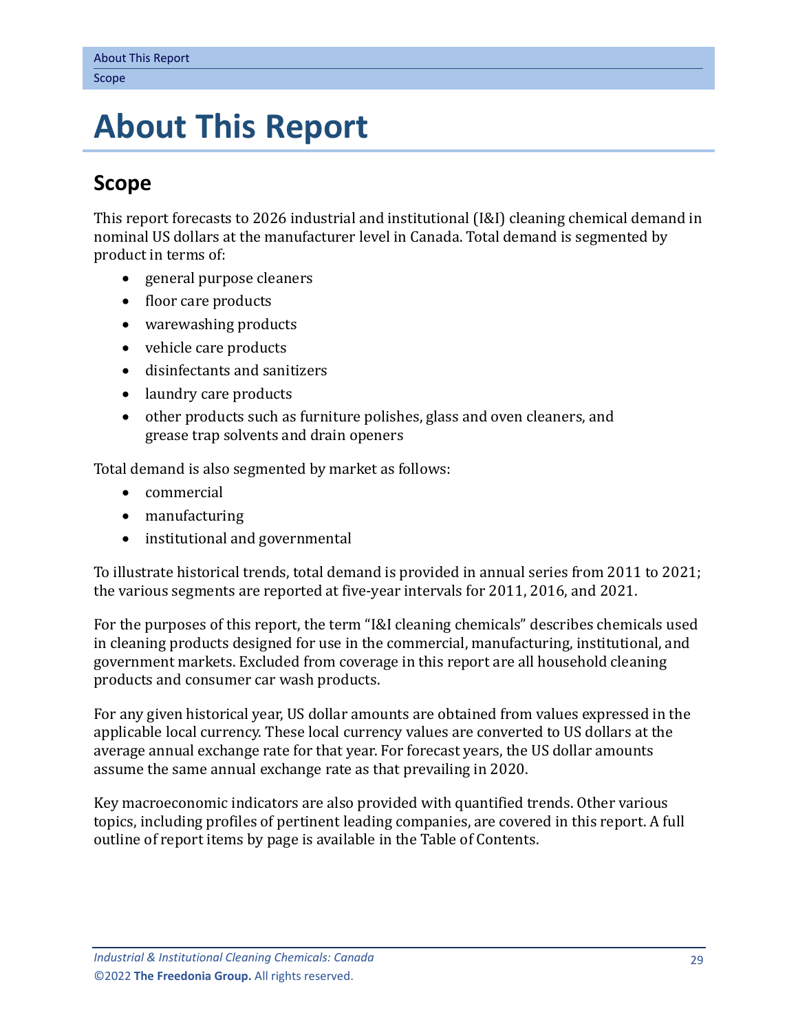# About This Report

## Scope

This report forecasts to 2026 industrial and institutional (I&I) cleaning chemical demand in nominal US dollars at the manufacturer level in Canada. Total demand is segmented by product in terms of:

- general purpose cleaners
- floor care products
- warewashing products
- vehicle care products
- disinfectants and sanitizers
- laundry care products
- other products such as furniture polishes, glass and oven cleaners, and grease trap solvents and drain openers

Total demand is also segmented by market as follows:

- commercial
- manufacturing
- institutional and governmental

To illustrate historical trends, total demand is provided in annual series from 2011 to 2021; the various segments are reported at five-year intervals for 2011, 2016, and 2021.

For the purposes of this report, the term "I&I cleaning chemicals" describes chemicals used in cleaning products designed for use in the commercial, manufacturing, institutional, and government markets. Excluded from coverage in this report are all household cleaning products and consumer car wash products.

For any given historical year, US dollar amounts are obtained from values expressed in the applicable local currency. These local currency values are converted to US dollars at the average annual exchange rate for that year. For forecast years, the US dollar amounts assume the same annual exchange rate as that prevailing in 2020.

Key macroeconomic indicators are also provided with quantified trends. Other various topics, including profiles of pertinent leading companies, are covered in this report. A full outline of report items by page is available in the Table of Contents.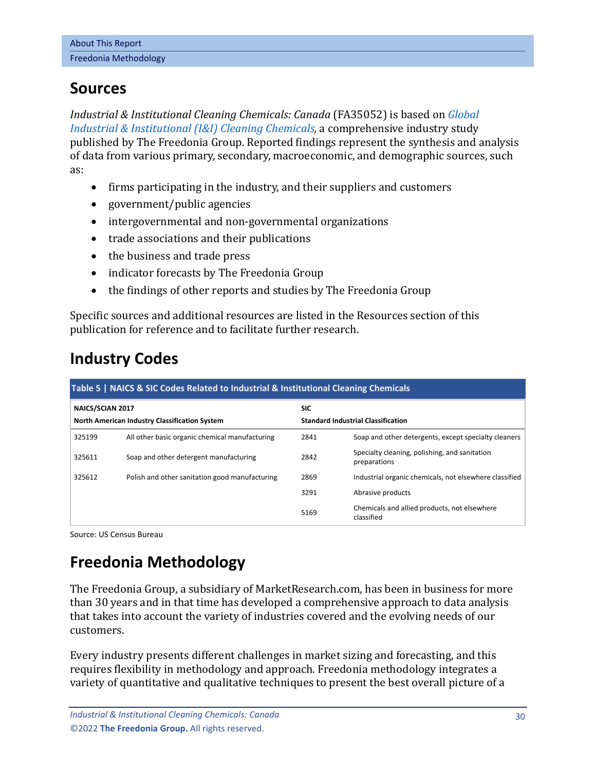## Sources

*Industrial & Institutional Cleaning Chemicals: Canada* (FA35052) is based on *Global Industrial & Institutional (I&I) Cleaning Chemicals*, a comprehensive industry study published by The Freedonia Group. Reported findings represent the synthesis and analysis of data from various primary, secondary, macroeconomic, and demographic sources, such as:

- firms participating in the industry, and their suppliers and customers
- government/public agencies
- intergovernmental and non-governmental organizations
- trade associations and their publications
- the business and trade press
- indicator forecasts by The Freedonia Group
- the findings of other reports and studies by The Freedonia Group

Specific sources and additional resources are listed in the Resources section of this publication for reference and to facilitate further research.

## Industry Codes

**Table 5 | NAICS & SIC Codes Related to Industrial & Institutional Cleaning Chemicals**

| NAICS/SCIAN 2017 North American Industry Classification System | | SIC Standard Industrial Classification | |
|---|---|---|---|
| 325199 | All other basic organic chemical manufacturing | 2841 | Soap and other detergents, except specialty cleaners |
| 325611 | Soap and other detergent manufacturing | 2842 | Specialty cleaning, polishing, and sanitation preparations |
| 325612 | Polish and other sanitation good manufacturing | 2869 | Industrial organic chemicals, not elsewhere classified |
| | | 3291 | Abrasive products |
| | | 5169 | Chemicals and allied products, not elsewhere classified |

Source: US Census Bureau

## Freedonia Methodology

The Freedonia Group, a subsidiary of MarketResearch.com, has been in business for more than 30 years and in that time has developed a comprehensive approach to data analysis that takes into account the variety of industries covered and the evolving needs of our customers.

Every industry presents different challenges in market sizing and forecasting, and this requires flexibility in methodology and approach. Freedonia methodology integrates a variety of quantitative and qualitative techniques to present the best overall picture of a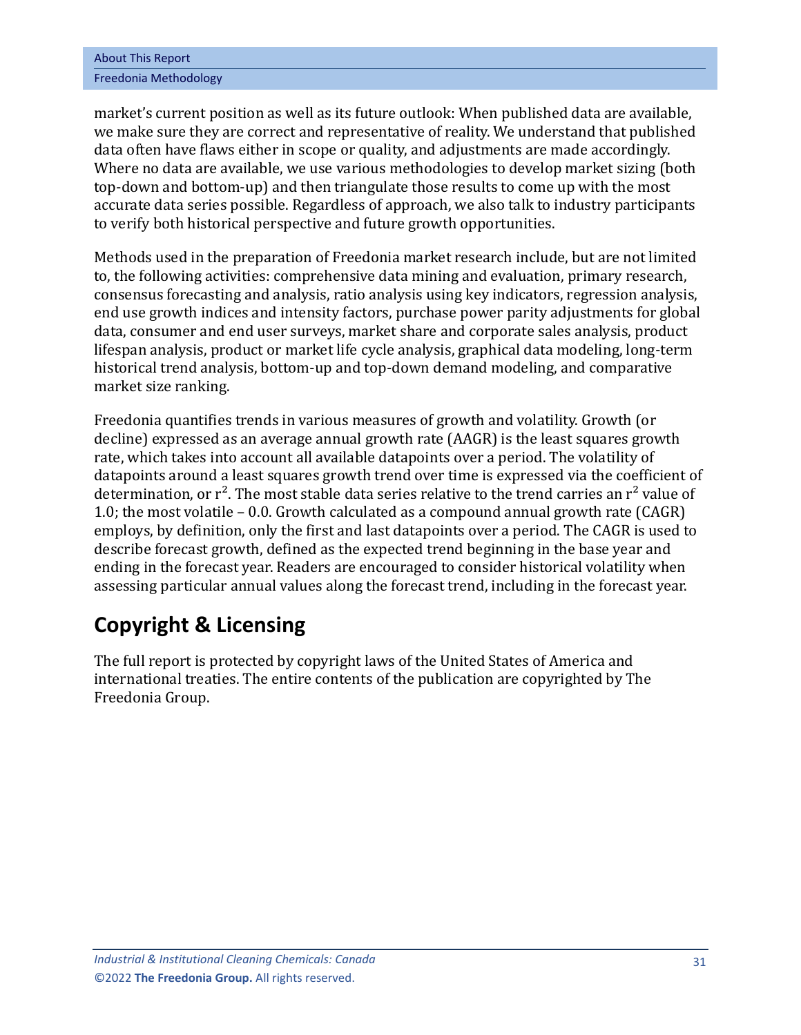market's current position as well as its future outlook: When published data are available, we make sure they are correct and representative of reality. We understand that published data often have flaws either in scope or quality, and adjustments are made accordingly. Where no data are available, we use various methodologies to develop market sizing (both top-down and bottom-up) and then triangulate those results to come up with the most accurate data series possible. Regardless of approach, we also talk to industry participants to verify both historical perspective and future growth opportunities.

Methods used in the preparation of Freedonia market research include, but are not limited to, the following activities: comprehensive data mining and evaluation, primary research, consensus forecasting and analysis, ratio analysis using key indicators, regression analysis, end use growth indices and intensity factors, purchase power parity adjustments for global data, consumer and end user surveys, market share and corporate sales analysis, product lifespan analysis, product or market life cycle analysis, graphical data modeling, long-term historical trend analysis, bottom-up and top-down demand modeling, and comparative market size ranking.

Freedonia quantifies trends in various measures of growth and volatility. Growth (or decline) expressed as an average annual growth rate (AAGR) is the least squares growth rate, which takes into account all available datapoints over a period. The volatility of datapoints around a least squares growth trend over time is expressed via the coefficient of determination, or $r^2$. The most stable data series relative to the trend carries an $r^2$ value of 1.0; the most volatile – 0.0. Growth calculated as a compound annual growth rate (CAGR) employs, by definition, only the first and last datapoints over a period. The CAGR is used to describe forecast growth, defined as the expected trend beginning in the base year and ending in the forecast year. Readers are encouraged to consider historical volatility when assessing particular annual values along the forecast trend, including in the forecast year.

## Copyright & Licensing

The full report is protected by copyright laws of the United States of America and international treaties. The entire contents of the publication are copyrighted by The Freedonia Group.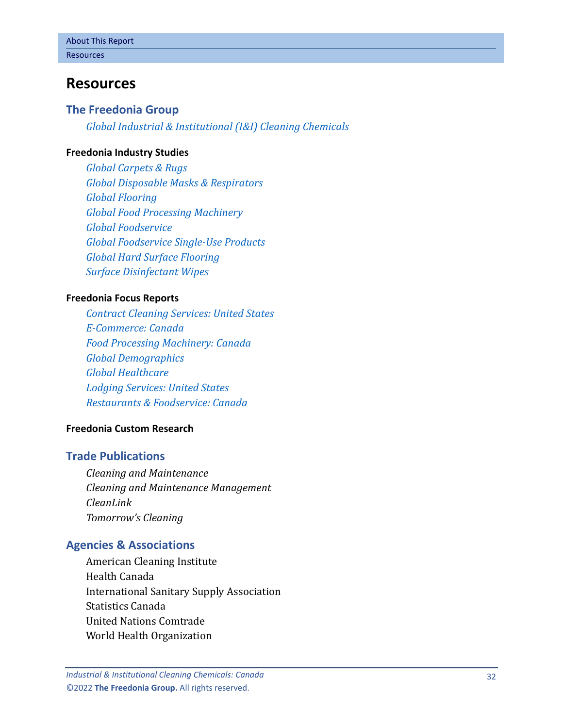# Resources

## The Freedonia Group

*Global Industrial & Institutional (I&I) Cleaning Chemicals*

**Freedonia Industry Studies**

*Global Carpets & Rugs*
*Global Disposable Masks & Respirators*
*Global Flooring*
*Global Food Processing Machinery*
*Global Foodservice*
*Global Foodservice Single-Use Products*
*Global Hard Surface Flooring*
*Surface Disinfectant Wipes*

**Freedonia Focus Reports**

*Contract Cleaning Services: United States*
*E-Commerce: Canada*
*Food Processing Machinery: Canada*
*Global Demographics*
*Global Healthcare*
*Lodging Services: United States*
*Restaurants & Foodservice: Canada*

**Freedonia Custom Research**

## Trade Publications

*Cleaning and Maintenance*
*Cleaning and Maintenance Management*
*CleanLink*
*Tomorrow's Cleaning*

## Agencies & Associations

American Cleaning Institute
Health Canada
International Sanitary Supply Association
Statistics Canada
United Nations Comtrade
World Health Organization